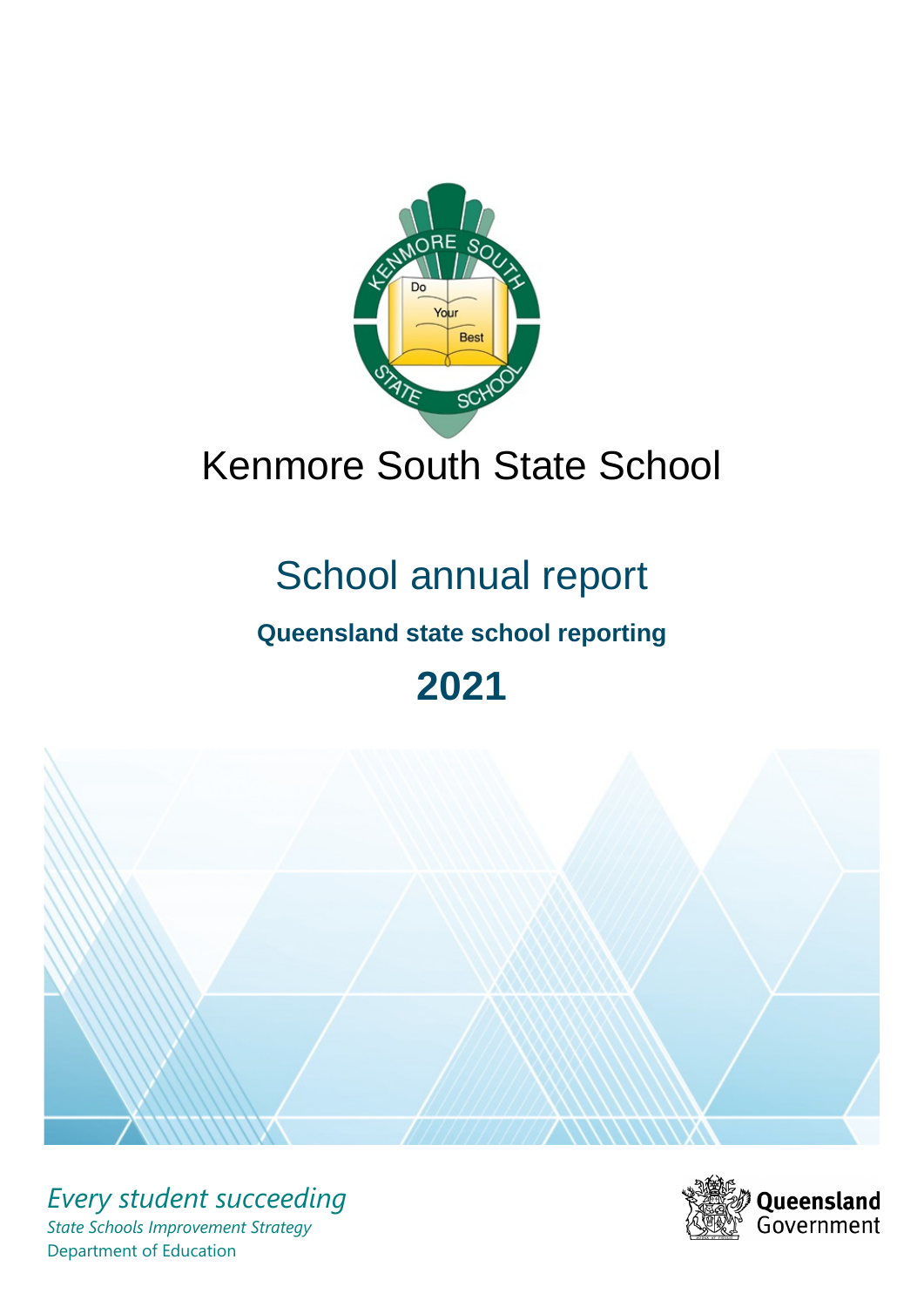# Kenmore South State School

## School annual report

**Queensland state school reporting**

**2021**

*Every student succeeding*

*State Schools Improvement Strategy*

Department of Education

Queensland Government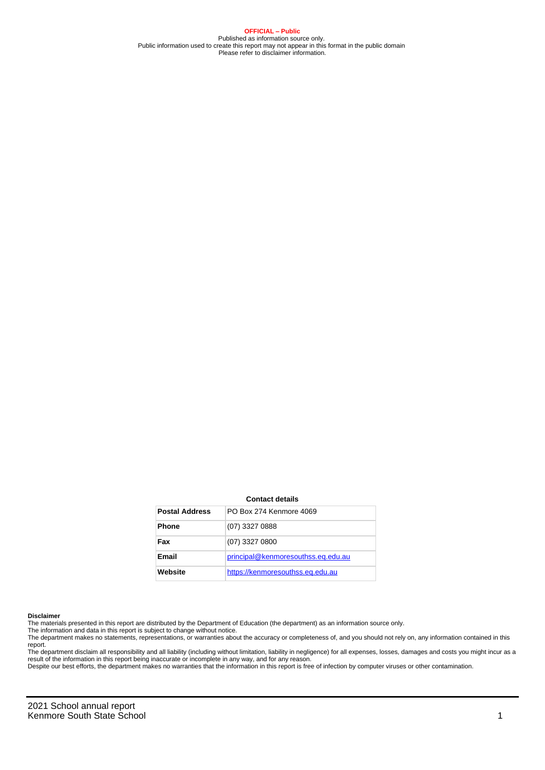**OFFICIAL – Public**
Published as information source only.
Public information used to create this report may not appear in this format in the public domain
Please refer to disclaimer information.

**Contact details**

| **Postal Address** | PO Box 274 Kenmore 4069 |
|---|---|
| **Phone** | (07) 3327 0888 |
| **Fax** | (07) 3327 0800 |
| **Email** | principal@kenmoresouthss.eq.edu.au |
| **Website** | https://kenmoresouthss.eq.edu.au |

**Disclaimer**

The materials presented in this report are distributed by the Department of Education (the department) as an information source only.
The information and data in this report is subject to change without notice.
The department makes no statements, representations, or warranties about the accuracy or completeness of, and you should not rely on, any information contained in this report.
The department disclaim all responsibility and all liability (including without limitation, liability in negligence) for all expenses, losses, damages and costs you might incur as a result of the information in this report being inaccurate or incomplete in any way, and for any reason.
Despite our best efforts, the department makes no warranties that the information in this report is free of infection by computer viruses or other contamination.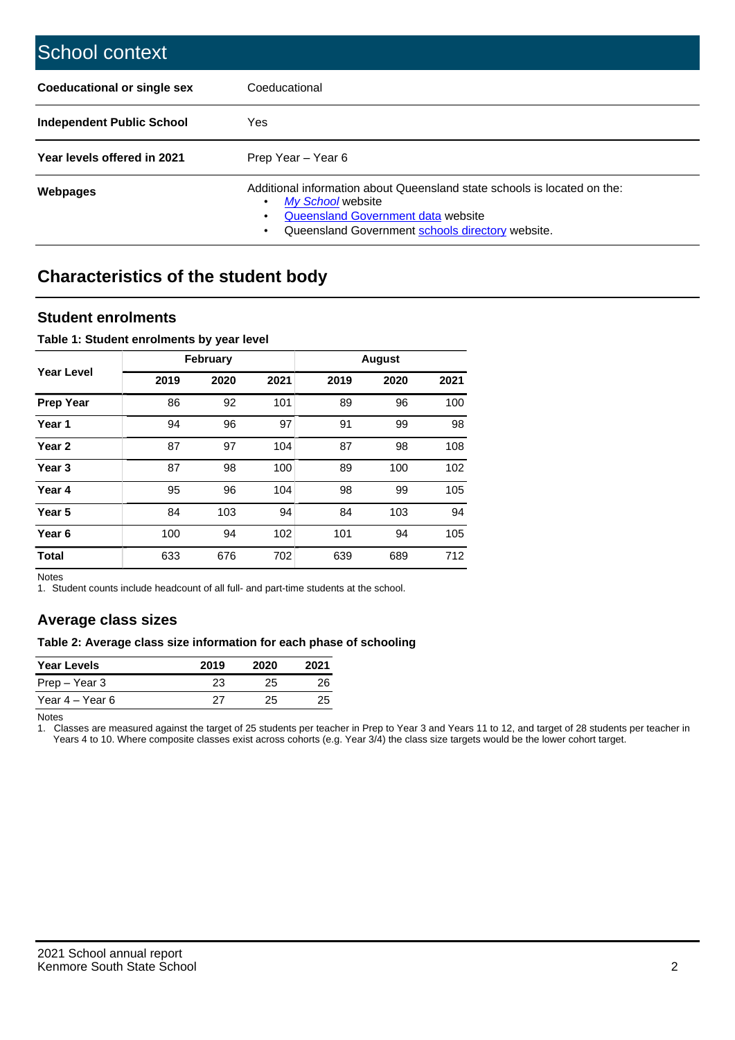# School context

| | |
|---|---|
| **Coeducational or single sex** | Coeducational |
| **Independent Public School** | Yes |
| **Year levels offered in 2021** | Prep Year – Year 6 |
| **Webpages** | Additional information about Queensland state schools is located on the: • *My School* website • Queensland Government data website • Queensland Government schools directory website. |

## Characteristics of the student body

### Student enrolments

**Table 1: Student enrolments by year level**

| Year Level | February | | | August | | |
|---|---|---|---|---|---|---|
| | 2019 | 2020 | 2021 | 2019 | 2020 | 2021 |
| **Prep Year** | 86 | 92 | 101 | 89 | 96 | 100 |
| **Year 1** | 94 | 96 | 97 | 91 | 99 | 98 |
| **Year 2** | 87 | 97 | 104 | 87 | 98 | 108 |
| **Year 3** | 87 | 98 | 100 | 89 | 100 | 102 |
| **Year 4** | 95 | 96 | 104 | 98 | 99 | 105 |
| **Year 5** | 84 | 103 | 94 | 84 | 103 | 94 |
| **Year 6** | 100 | 94 | 102 | 101 | 94 | 105 |
| **Total** | 633 | 676 | 702 | 639 | 689 | 712 |

Notes

1. Student counts include headcount of all full- and part-time students at the school.

### Average class sizes

**Table 2: Average class size information for each phase of schooling**

| Year Levels | 2019 | 2020 | 2021 |
|---|---|---|---|
| Prep – Year 3 | 23 | 25 | 26 |
| Year 4 – Year 6 | 27 | 25 | 25 |

Notes

1. Classes are measured against the target of 25 students per teacher in Prep to Year 3 and Years 11 to 12, and target of 28 students per teacher in Years 4 to 10. Where composite classes exist across cohorts (e.g. Year 3/4) the class size targets would be the lower cohort target.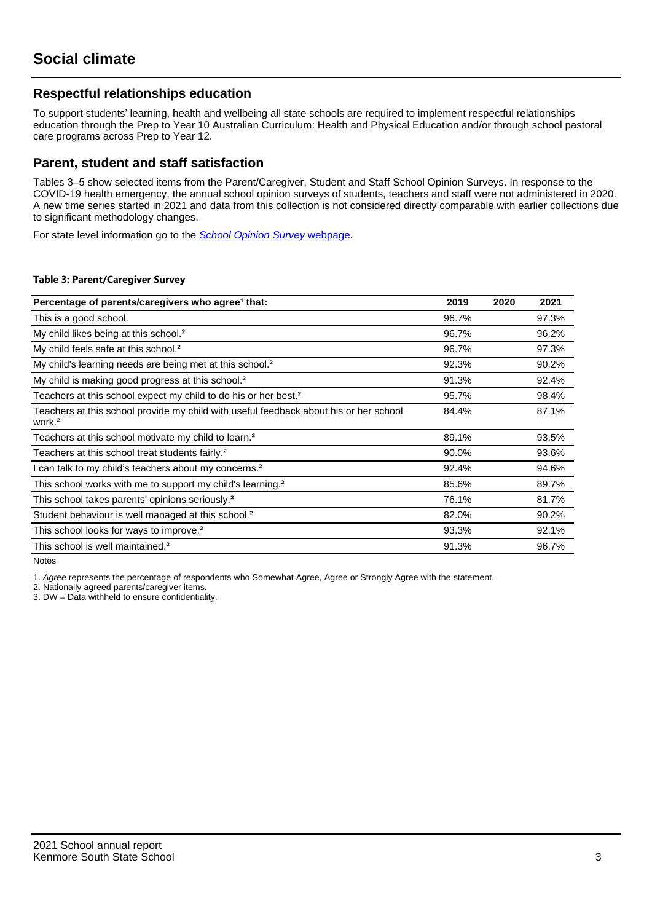# Social climate

## Respectful relationships education

To support students' learning, health and wellbeing all state schools are required to implement respectful relationships education through the Prep to Year 10 Australian Curriculum: Health and Physical Education and/or through school pastoral care programs across Prep to Year 12.

## Parent, student and staff satisfaction

Tables 3–5 show selected items from the Parent/Caregiver, Student and Staff School Opinion Surveys. In response to the COVID-19 health emergency, the annual school opinion surveys of students, teachers and staff were not administered in 2020. A new time series started in 2021 and data from this collection is not considered directly comparable with earlier collections due to significant methodology changes.

For state level information go to the *School Opinion Survey* webpage.

**Table 3: Parent/Caregiver Survey**

| Percentage of parents/caregivers who agree[1] that: | 2019 | 2020 | 2021 |
|---|---|---|---|
| This is a good school. | 96.7% | | 97.3% |
| My child likes being at this school.[2] | 96.7% | | 96.2% |
| My child feels safe at this school.[2] | 96.7% | | 97.3% |
| My child's learning needs are being met at this school.[2] | 92.3% | | 90.2% |
| My child is making good progress at this school.[2] | 91.3% | | 92.4% |
| Teachers at this school expect my child to do his or her best.[2] | 95.7% | | 98.4% |
| Teachers at this school provide my child with useful feedback about his or her school work.[2] | 84.4% | | 87.1% |
| Teachers at this school motivate my child to learn.[2] | 89.1% | | 93.5% |
| Teachers at this school treat students fairly.[2] | 90.0% | | 93.6% |
| I can talk to my child's teachers about my concerns.[2] | 92.4% | | 94.6% |
| This school works with me to support my child's learning.[2] | 85.6% | | 89.7% |
| This school takes parents' opinions seriously.[2] | 76.1% | | 81.7% |
| Student behaviour is well managed at this school.[2] | 82.0% | | 90.2% |
| This school looks for ways to improve.[2] | 93.3% | | 92.1% |
| This school is well maintained.[2] | 91.3% | | 96.7% |

Notes

1. *Agree* represents the percentage of respondents who Somewhat Agree, Agree or Strongly Agree with the statement.
2. Nationally agreed parents/caregiver items.
3. DW = Data withheld to ensure confidentiality.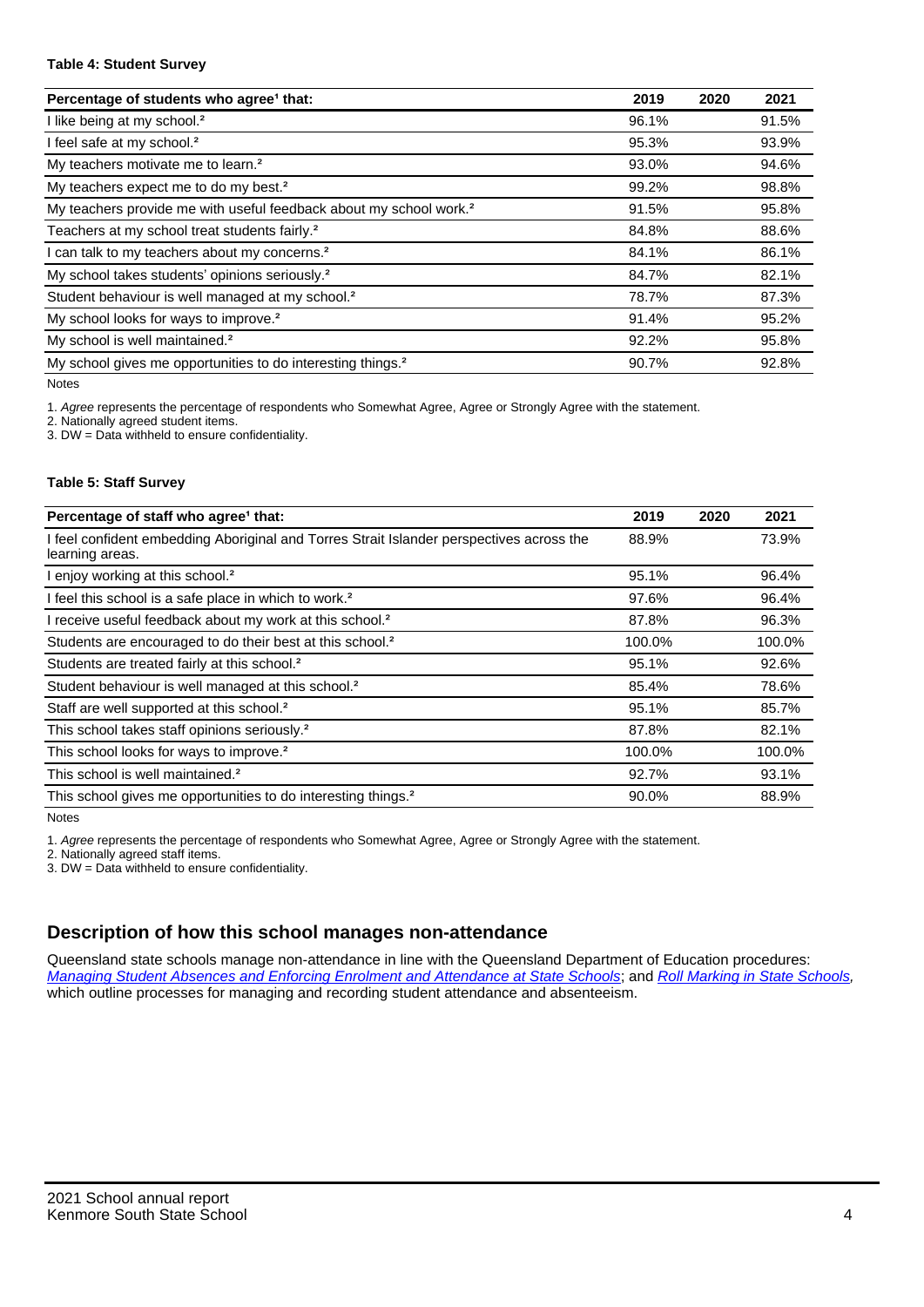#### Table 4: Student Survey

| Percentage of students who agree[1] that: | 2019 | 2020 | 2021 |
|---|---|---|---|
| I like being at my school.[2] | 96.1% | | 91.5% |
| I feel safe at my school.[2] | 95.3% | | 93.9% |
| My teachers motivate me to learn.[2] | 93.0% | | 94.6% |
| My teachers expect me to do my best.[2] | 99.2% | | 98.8% |
| My teachers provide me with useful feedback about my school work.[2] | 91.5% | | 95.8% |
| Teachers at my school treat students fairly.[2] | 84.8% | | 88.6% |
| I can talk to my teachers about my concerns.[2] | 84.1% | | 86.1% |
| My school takes students' opinions seriously.[2] | 84.7% | | 82.1% |
| Student behaviour is well managed at my school.[2] | 78.7% | | 87.3% |
| My school looks for ways to improve.[2] | 91.4% | | 95.2% |
| My school is well maintained.[2] | 92.2% | | 95.8% |
| My school gives me opportunities to do interesting things.[2] | 90.7% | | 92.8% |

Notes

1. *Agree* represents the percentage of respondents who Somewhat Agree, Agree or Strongly Agree with the statement.
2. Nationally agreed student items.
3. DW = Data withheld to ensure confidentiality.

#### Table 5: Staff Survey

| Percentage of staff who agree[1] that: | 2019 | 2020 | 2021 |
|---|---|---|---|
| I feel confident embedding Aboriginal and Torres Strait Islander perspectives across the learning areas. | 88.9% | | 73.9% |
| I enjoy working at this school.[2] | 95.1% | | 96.4% |
| I feel this school is a safe place in which to work.[2] | 97.6% | | 96.4% |
| I receive useful feedback about my work at this school.[2] | 87.8% | | 96.3% |
| Students are encouraged to do their best at this school.[2] | 100.0% | | 100.0% |
| Students are treated fairly at this school.[2] | 95.1% | | 92.6% |
| Student behaviour is well managed at this school.[2] | 85.4% | | 78.6% |
| Staff are well supported at this school.[2] | 95.1% | | 85.7% |
| This school takes staff opinions seriously.[2] | 87.8% | | 82.1% |
| This school looks for ways to improve.[2] | 100.0% | | 100.0% |
| This school is well maintained.[2] | 92.7% | | 93.1% |
| This school gives me opportunities to do interesting things.[2] | 90.0% | | 88.9% |

Notes

1. *Agree* represents the percentage of respondents who Somewhat Agree, Agree or Strongly Agree with the statement.
2. Nationally agreed staff items.
3. DW = Data withheld to ensure confidentiality.

## Description of how this school manages non-attendance

Queensland state schools manage non-attendance in line with the Queensland Department of Education procedures: *Managing Student Absences and Enforcing Enrolment and Attendance at State Schools*; and *Roll Marking in State Schools*, which outline processes for managing and recording student attendance and absenteeism.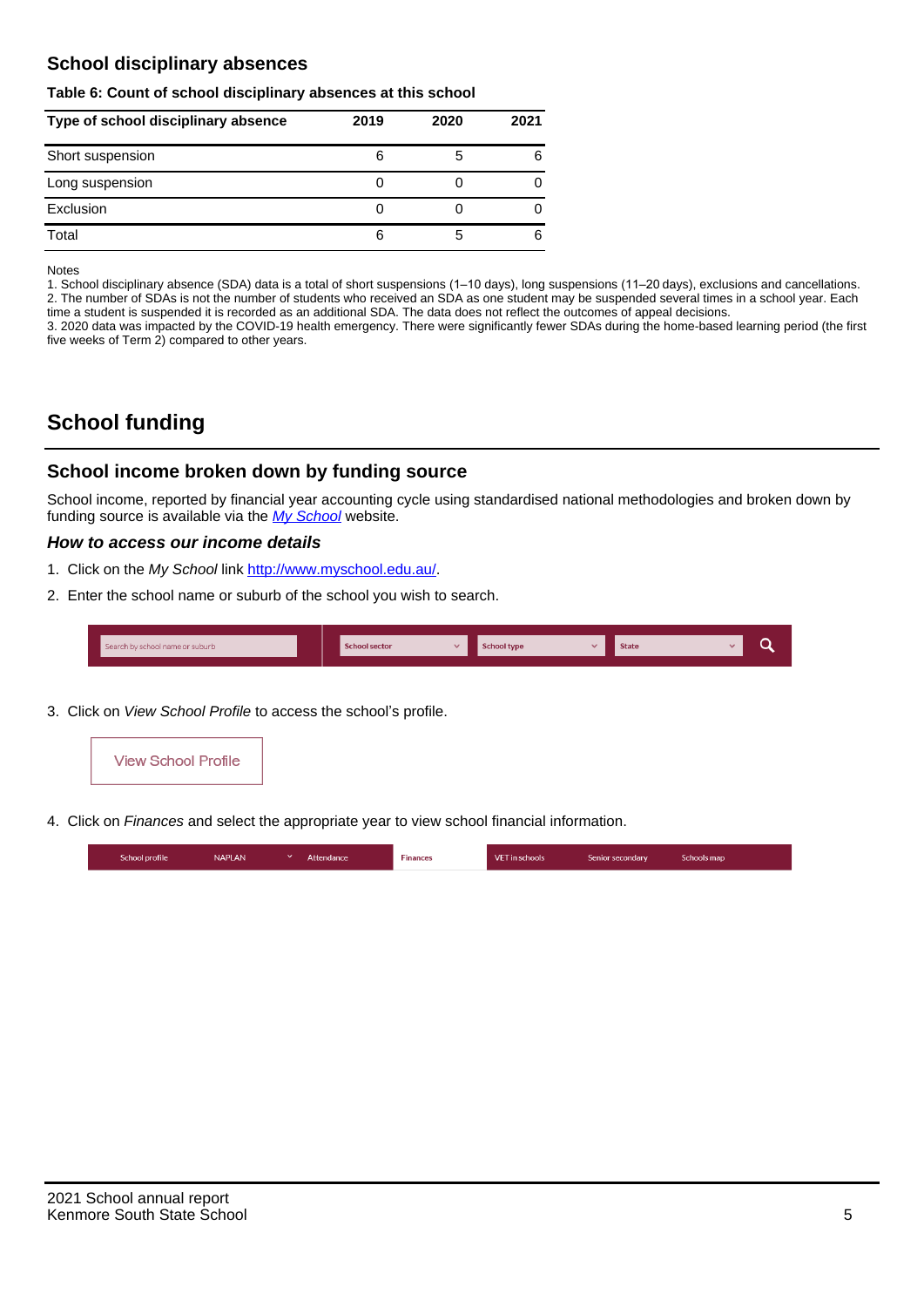## School disciplinary absences

**Table 6: Count of school disciplinary absences at this school**

| Type of school disciplinary absence | 2019 | 2020 | 2021 |
|---|---|---|---|
| Short suspension | 6 | 5 | 6 |
| Long suspension | 0 | 0 | 0 |
| Exclusion | 0 | 0 | 0 |
| Total | 6 | 5 | 6 |

Notes

1. School disciplinary absence (SDA) data is a total of short suspensions (1–10 days), long suspensions (11–20 days), exclusions and cancellations.
2. The number of SDAs is not the number of students who received an SDA as one student may be suspended several times in a school year. Each time a student is suspended it is recorded as an additional SDA. The data does not reflect the outcomes of appeal decisions.
3. 2020 data was impacted by the COVID-19 health emergency. There were significantly fewer SDAs during the home-based learning period (the first five weeks of Term 2) compared to other years.

# School funding

## School income broken down by funding source

School income, reported by financial year accounting cycle using standardised national methodologies and broken down by funding source is available via the *My School* website.

### *How to access our income details*

1. Click on the *My School* link http://www.myschool.edu.au/.
2. Enter the school name or suburb of the school you wish to search.

Search by school name or suburb | School sector | School type | State

3. Click on *View School Profile* to access the school's profile.

View School Profile

4. Click on *Finances* and select the appropriate year to view school financial information.

School profile | NAPLAN | Attendance | Finances | VET in schools | Senior secondary | Schools map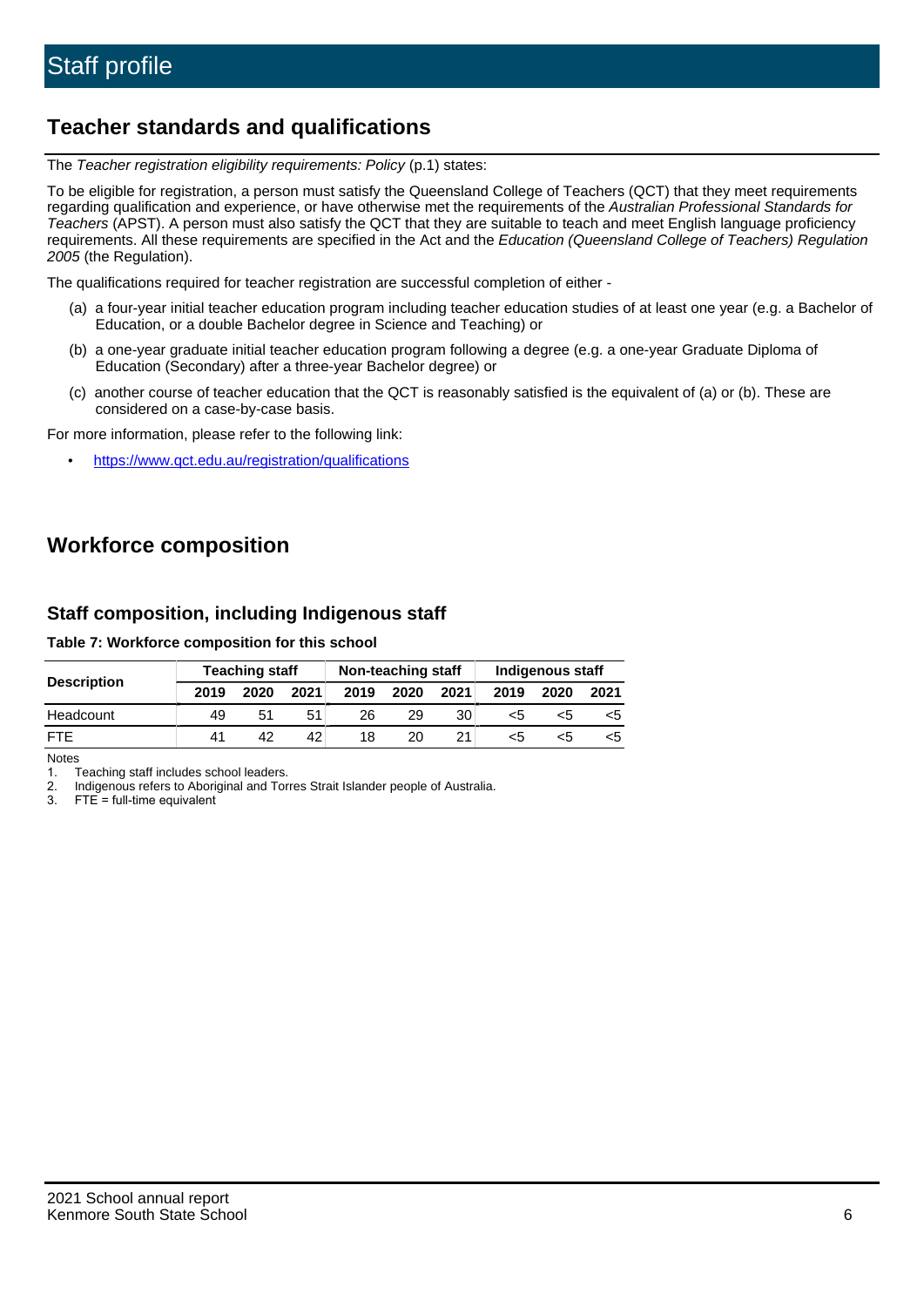# Staff profile

## Teacher standards and qualifications

The *Teacher registration eligibility requirements: Policy* (p.1) states:

To be eligible for registration, a person must satisfy the Queensland College of Teachers (QCT) that they meet requirements regarding qualification and experience, or have otherwise met the requirements of the *Australian Professional Standards for Teachers* (APST). A person must also satisfy the QCT that they are suitable to teach and meet English language proficiency requirements. All these requirements are specified in the Act and the *Education (Queensland College of Teachers) Regulation 2005* (the Regulation).

The qualifications required for teacher registration are successful completion of either -

(a) a four-year initial teacher education program including teacher education studies of at least one year (e.g. a Bachelor of Education, or a double Bachelor degree in Science and Teaching) or

(b) a one-year graduate initial teacher education program following a degree (e.g. a one-year Graduate Diploma of Education (Secondary) after a three-year Bachelor degree) or

(c) another course of teacher education that the QCT is reasonably satisfied is the equivalent of (a) or (b). These are considered on a case-by-case basis.

For more information, please refer to the following link:

- https://www.qct.edu.au/registration/qualifications

## Workforce composition

### Staff composition, including Indigenous staff

**Table 7: Workforce composition for this school**

| Description | Teaching staff | | | Non-teaching staff | | | Indigenous staff | | |
|---|---|---|---|---|---|---|---|---|---|
| | 2019 | 2020 | 2021 | 2019 | 2020 | 2021 | 2019 | 2020 | 2021 |
| Headcount | 49 | 51 | 51 | 26 | 29 | 30 | <5 | <5 | <5 |
| FTE | 41 | 42 | 42 | 18 | 20 | 21 | <5 | <5 | <5 |

Notes

1. Teaching staff includes school leaders.
2. Indigenous refers to Aboriginal and Torres Strait Islander people of Australia.
3. FTE = full-time equivalent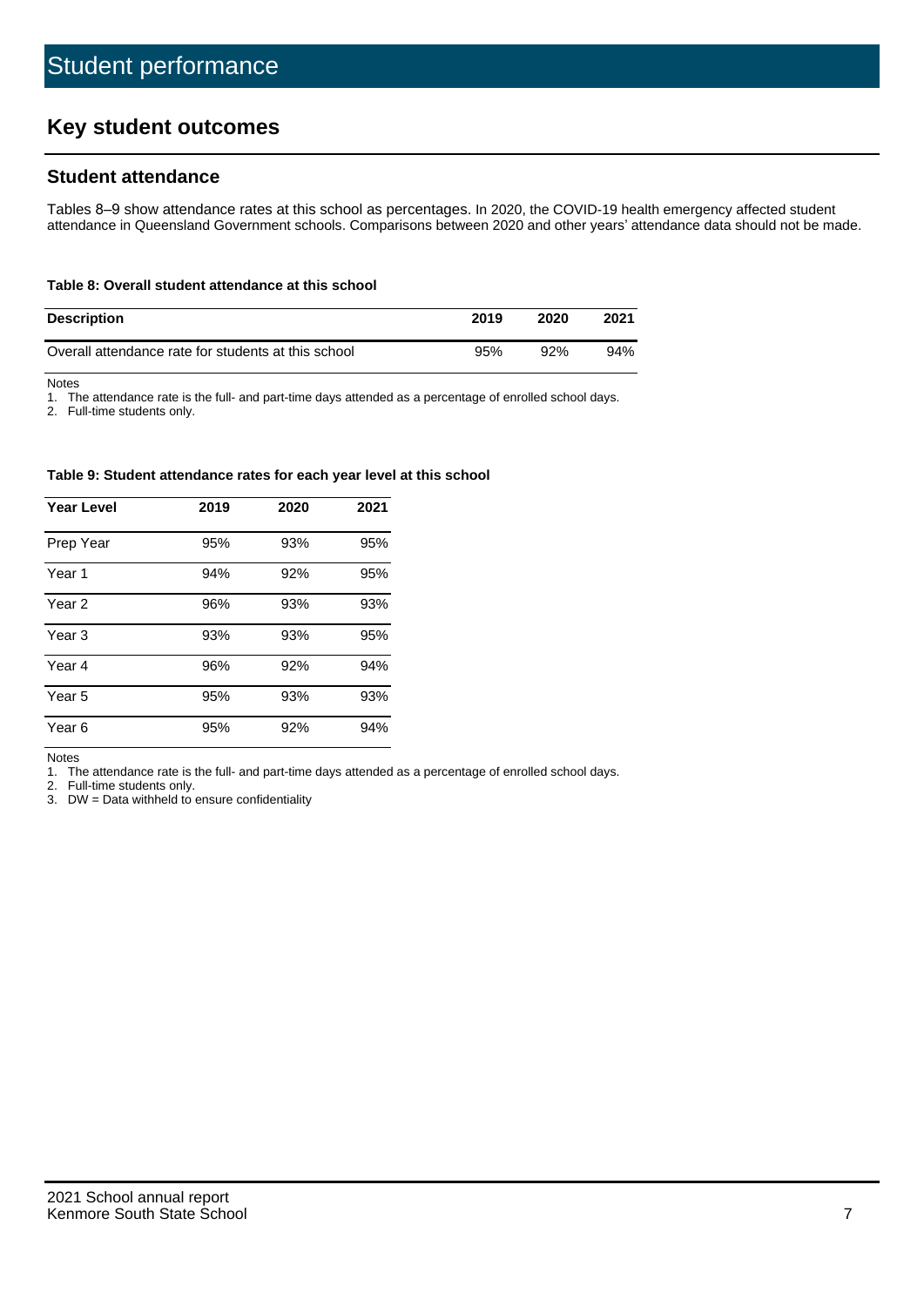# Student performance

## Key student outcomes

### Student attendance

Tables 8–9 show attendance rates at this school as percentages. In 2020, the COVID-19 health emergency affected student attendance in Queensland Government schools. Comparisons between 2020 and other years' attendance data should not be made.

**Table 8: Overall student attendance at this school**

| Description | 2019 | 2020 | 2021 |
|---|---|---|---|
| Overall attendance rate for students at this school | 95% | 92% | 94% |

Notes
1. The attendance rate is the full- and part-time days attended as a percentage of enrolled school days.
2. Full-time students only.

**Table 9: Student attendance rates for each year level at this school**

| Year Level | 2019 | 2020 | 2021 |
|---|---|---|---|
| Prep Year | 95% | 93% | 95% |
| Year 1 | 94% | 92% | 95% |
| Year 2 | 96% | 93% | 93% |
| Year 3 | 93% | 93% | 95% |
| Year 4 | 96% | 92% | 94% |
| Year 5 | 95% | 93% | 93% |
| Year 6 | 95% | 92% | 94% |

Notes
1. The attendance rate is the full- and part-time days attended as a percentage of enrolled school days.
2. Full-time students only.
3. DW = Data withheld to ensure confidentiality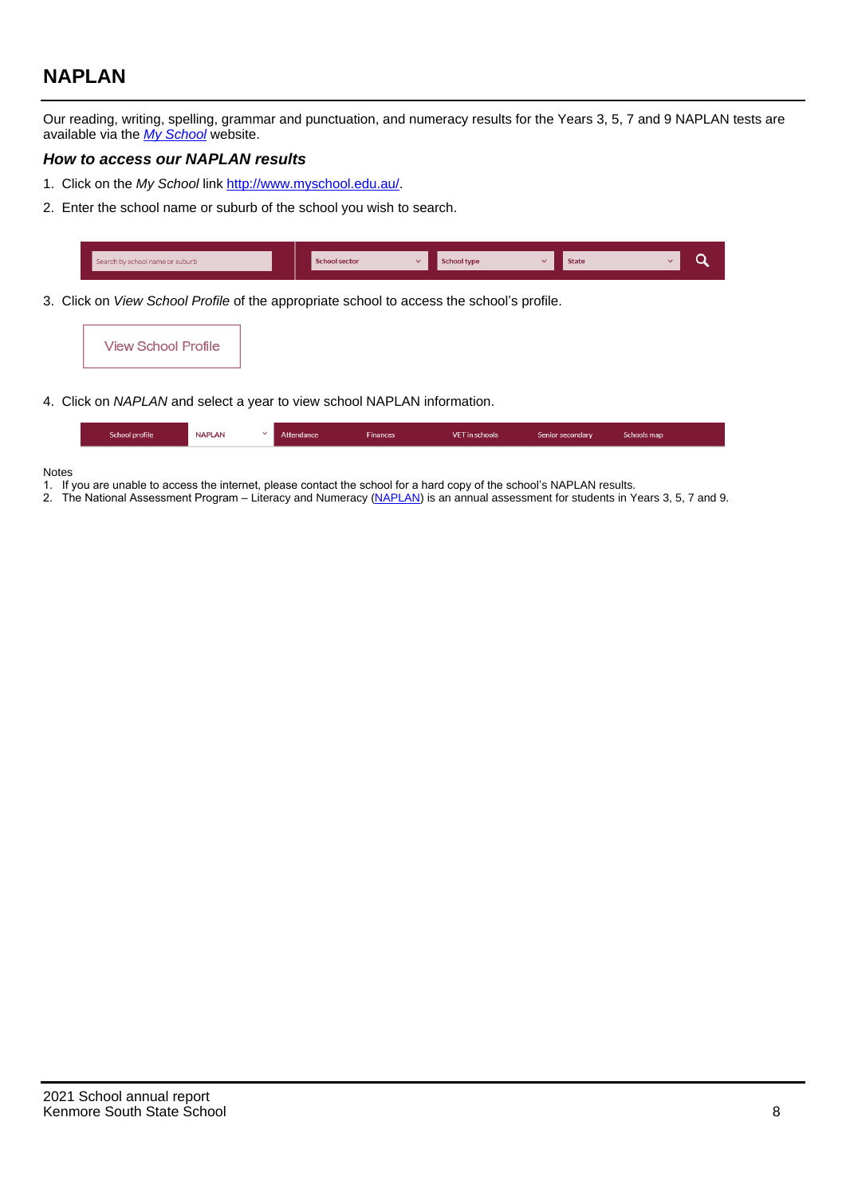# NAPLAN

Our reading, writing, spelling, grammar and punctuation, and numeracy results for the Years 3, 5, 7 and 9 NAPLAN tests are available via the *My School* website.

### *How to access our NAPLAN results*

1. Click on the *My School* link http://www.myschool.edu.au/.
2. Enter the school name or suburb of the school you wish to search.

Search by school name or suburb | School sector | School type | State

3. Click on *View School Profile* of the appropriate school to access the school's profile.

View School Profile

4. Click on *NAPLAN* and select a year to view school NAPLAN information.

School profile | NAPLAN | Attendance | Finances | VET in schools | Senior secondary | Schools map

Notes

1. If you are unable to access the internet, please contact the school for a hard copy of the school's NAPLAN results.
2. The National Assessment Program – Literacy and Numeracy (NAPLAN) is an annual assessment for students in Years 3, 5, 7 and 9.